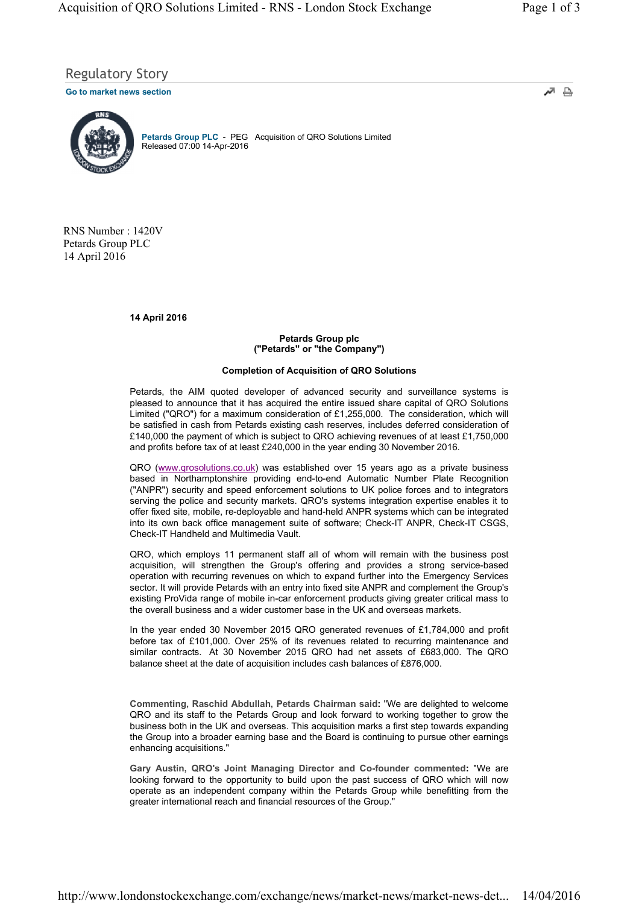Regulatory Story

Go to market news section

**Petards Group PLC** - PEG Acquisition of QRO Solutions Limited
Released 07:00 14-Apr-2016

RNS Number : 1420V
Petards Group PLC
14 April 2016

**14 April 2016**

**Petards Group plc**
**("Petards" or "the Company")**

**Completion of Acquisition of QRO Solutions**

Petards, the AIM quoted developer of advanced security and surveillance systems is pleased to announce that it has acquired the entire issued share capital of QRO Solutions Limited ("QRO") for a maximum consideration of £1,255,000. The consideration, which will be satisfied in cash from Petards existing cash reserves, includes deferred consideration of £140,000 the payment of which is subject to QRO achieving revenues of at least £1,750,000 and profits before tax of at least £240,000 in the year ending 30 November 2016.

QRO (www.qrosolutions.co.uk) was established over 15 years ago as a private business based in Northamptonshire providing end-to-end Automatic Number Plate Recognition ("ANPR") security and speed enforcement solutions to UK police forces and to integrators serving the police and security markets. QRO's systems integration expertise enables it to offer fixed site, mobile, re-deployable and hand-held ANPR systems which can be integrated into its own back office management suite of software; Check-IT ANPR, Check-IT CSGS, Check-IT Handheld and Multimedia Vault.

QRO, which employs 11 permanent staff all of whom will remain with the business post acquisition, will strengthen the Group's offering and provides a strong service-based operation with recurring revenues on which to expand further into the Emergency Services sector. It will provide Petards with an entry into fixed site ANPR and complement the Group's existing ProVida range of mobile in-car enforcement products giving greater critical mass to the overall business and a wider customer base in the UK and overseas markets.

In the year ended 30 November 2015 QRO generated revenues of £1,784,000 and profit before tax of £101,000. Over 25% of its revenues related to recurring maintenance and similar contracts. At 30 November 2015 QRO had net assets of £683,000. The QRO balance sheet at the date of acquisition includes cash balances of £876,000.

**Commenting, Raschid Abdullah, Petards Chairman said:** "We are delighted to welcome QRO and its staff to the Petards Group and look forward to working together to grow the business both in the UK and overseas. This acquisition marks a first step towards expanding the Group into a broader earning base and the Board is continuing to pursue other earnings enhancing acquisitions."

**Gary Austin, QRO's Joint Managing Director and Co-founder commented:** "We are looking forward to the opportunity to build upon the past success of QRO which will now operate as an independent company within the Petards Group while benefitting from the greater international reach and financial resources of the Group."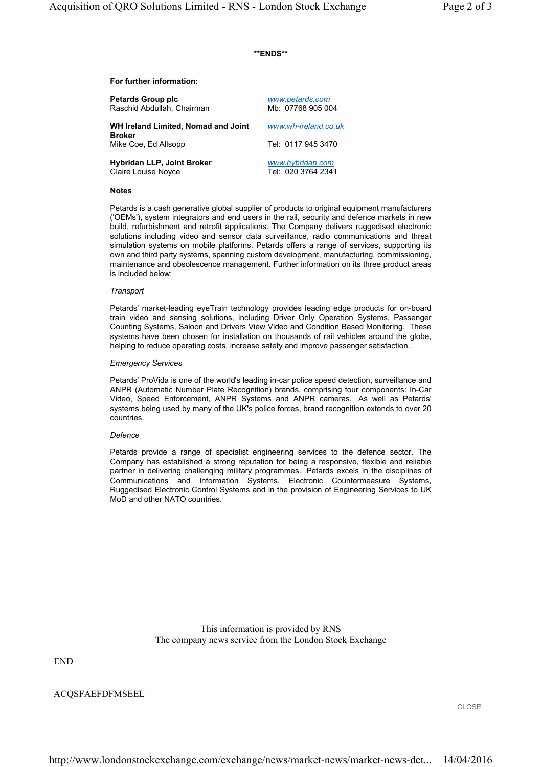**ENDS**

**For further information:**

| | |
|---|---|
| **Petards Group plc** Raschid Abdullah, Chairman | www.petards.com Mb: 07768 905 004 |
| **WH Ireland Limited, Nomad and Joint Broker** Mike Coe, Ed Allsopp | www.wh-ireland.co.uk Tel: 0117 945 3470 |
| **Hybridan LLP, Joint Broker** Claire Louise Noyce | www.hybridan.com Tel: 020 3764 2341 |

**Notes**

Petards is a cash generative global supplier of products to original equipment manufacturers ('OEMs'), system integrators and end users in the rail, security and defence markets in new build, refurbishment and retrofit applications. The Company delivers ruggedised electronic solutions including video and sensor data surveillance, radio communications and threat simulation systems on mobile platforms. Petards offers a range of services, supporting its own and third party systems, spanning custom development, manufacturing, commissioning, maintenance and obsolescence management. Further information on its three product areas is included below:

*Transport*

Petards' market-leading eyeTrain technology provides leading edge products for on-board train video and sensing solutions, including Driver Only Operation Systems, Passenger Counting Systems, Saloon and Drivers View Video and Condition Based Monitoring. These systems have been chosen for installation on thousands of rail vehicles around the globe, helping to reduce operating costs, increase safety and improve passenger satisfaction.

*Emergency Services*

Petards' ProVida is one of the world's leading in-car police speed detection, surveillance and ANPR (Automatic Number Plate Recognition) brands, comprising four components: In-Car Video, Speed Enforcement, ANPR Systems and ANPR cameras. As well as Petards' systems being used by many of the UK's police forces, brand recognition extends to over 20 countries.

*Defence*

Petards provide a range of specialist engineering services to the defence sector. The Company has established a strong reputation for being a responsive, flexible and reliable partner in delivering challenging military programmes. Petards excels in the disciplines of Communications and Information Systems, Electronic Countermeasure Systems, Ruggedised Electronic Control Systems and in the provision of Engineering Services to UK MoD and other NATO countries.

This information is provided by RNS
The company news service from the London Stock Exchange

END

ACQSFAEFDFMSEEL

CLOSE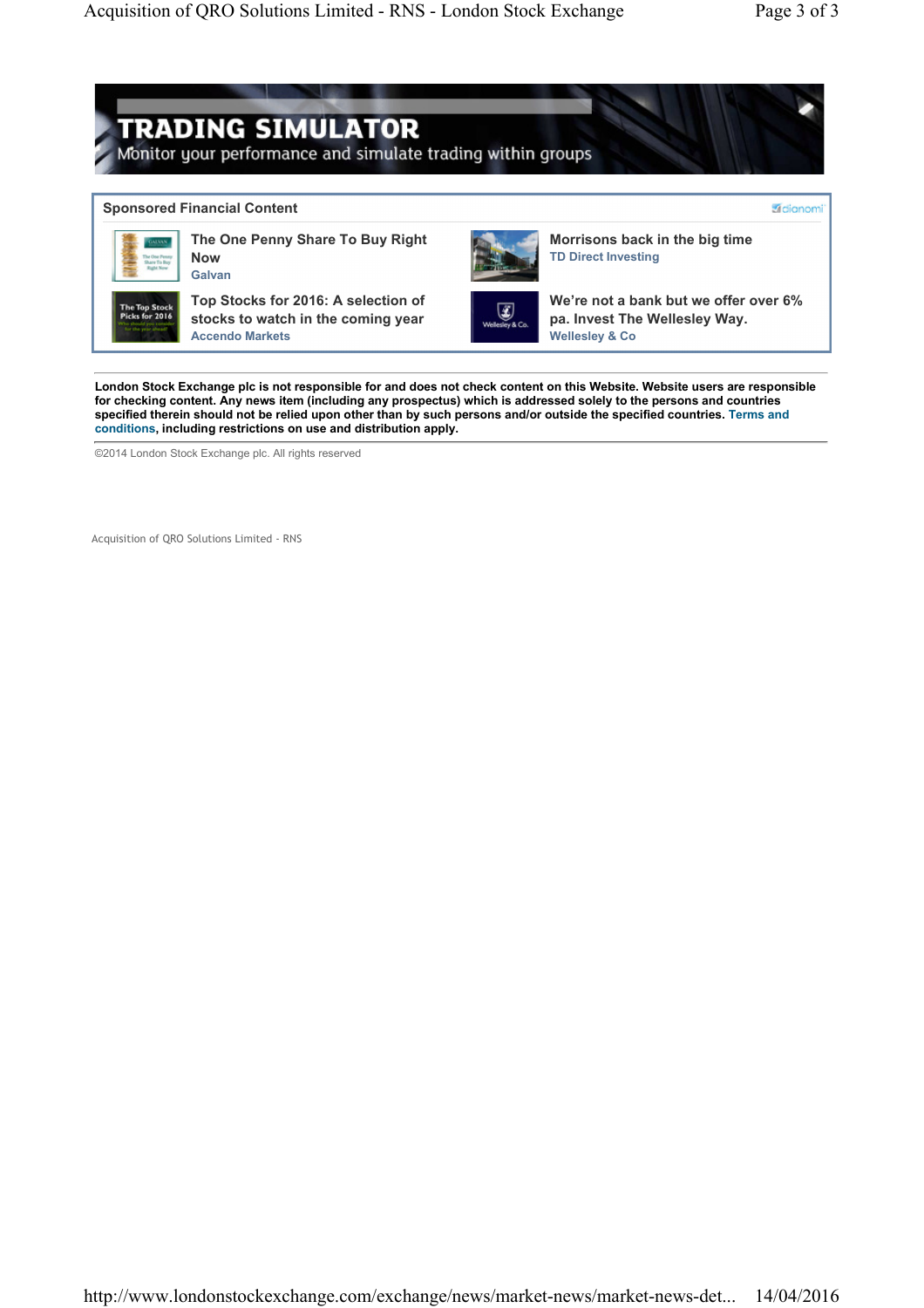**TRADING SIMULATOR**

Monitor your performance and simulate trading within groups

**Sponsored Financial Content**

dianomi

**The One Penny Share To Buy Right Now**
Galvan

**Morrisons back in the big time**
TD Direct Investing

**Top Stocks for 2016: A selection of stocks to watch in the coming year**
Accendo Markets

**We're not a bank but we offer over 6% pa. Invest The Wellesley Way.**
Wellesley & Co

---

**London Stock Exchange plc is not responsible for and does not check content on this Website. Website users are responsible for checking content. Any news item (including any prospectus) which is addressed solely to the persons and countries specified therein should not be relied upon other than by such persons and/or outside the specified countries. Terms and conditions, including restrictions on use and distribution apply.**

©2014 London Stock Exchange plc. All rights reserved

Acquisition of QRO Solutions Limited - RNS